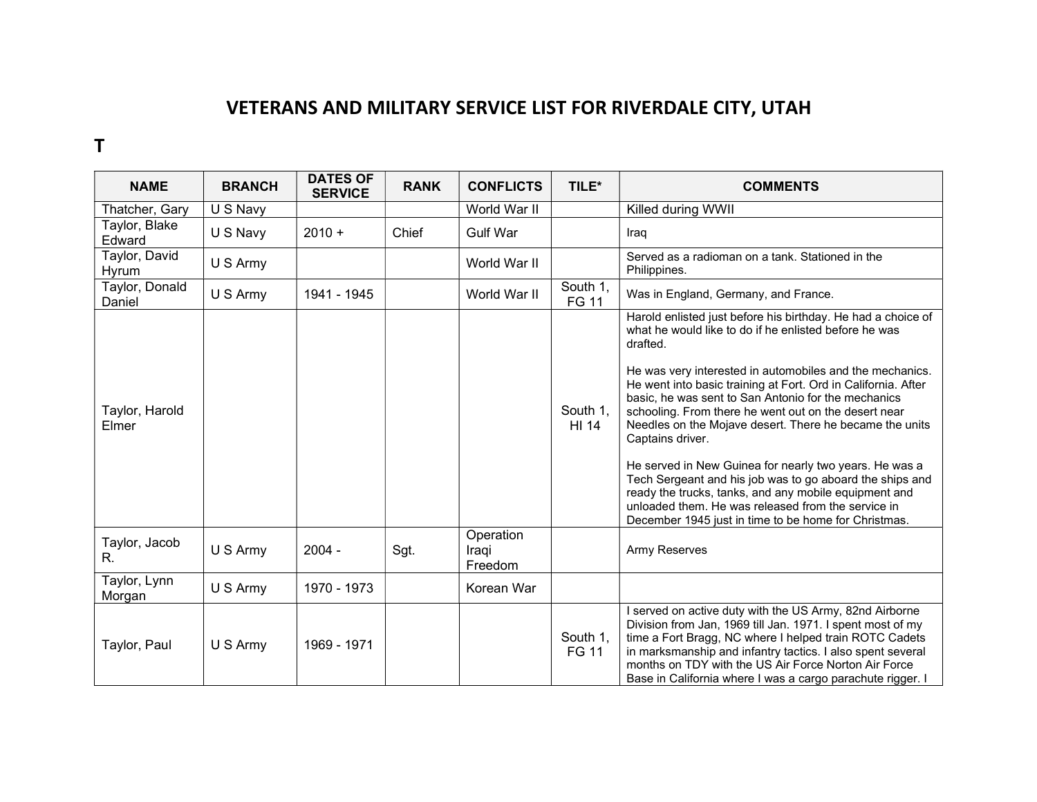# VETERANS AND MILITARY SERVICE LIST FOR RIVERDALE CITY, UTAH

## T

| NAME | BRANCH | DATES OF SERVICE | RANK | CONFLICTS | TILE* | COMMENTS |
|---|---|---|---|---|---|---|
| Thatcher, Gary | U S Navy | | | World War II | | Killed during WWII |
| Taylor, Blake Edward | U S Navy | 2010 + | Chief | Gulf War | | Iraq |
| Taylor, David Hyrum | U S Army | | | World War II | | Served as a radioman on a tank. Stationed in the Philippines. |
| Taylor, Donald Daniel | U S Army | 1941 - 1945 | | World War II | South 1, FG 11 | Was in England, Germany, and France. |
| Taylor, Harold Elmer | | | | | South 1, HI 14 | Harold enlisted just before his birthday. He had a choice of what he would like to do if he enlisted before he was drafted.<br><br>He was very interested in automobiles and the mechanics. He went into basic training at Fort. Ord in California. After basic, he was sent to San Antonio for the mechanics schooling. From there he went out on the desert near Needles on the Mojave desert. There he became the units Captains driver.<br><br>He served in New Guinea for nearly two years. He was a Tech Sergeant and his job was to go aboard the ships and ready the trucks, tanks, and any mobile equipment and unloaded them. He was released from the service in December 1945 just in time to be home for Christmas. |
| Taylor, Jacob R. | U S Army | 2004 - | Sgt. | Operation Iraqi Freedom | | Army Reserves |
| Taylor, Lynn Morgan | U S Army | 1970 - 1973 | | Korean War | | |
| Taylor, Paul | U S Army | 1969 - 1971 | | | South 1, FG 11 | I served on active duty with the US Army, 82nd Airborne Division from Jan, 1969 till Jan. 1971. I spent most of my time a Fort Bragg, NC where I helped train ROTC Cadets in marksmanship and infantry tactics. I also spent several months on TDY with the US Air Force Norton Air Force Base in California where I was a cargo parachute rigger. I |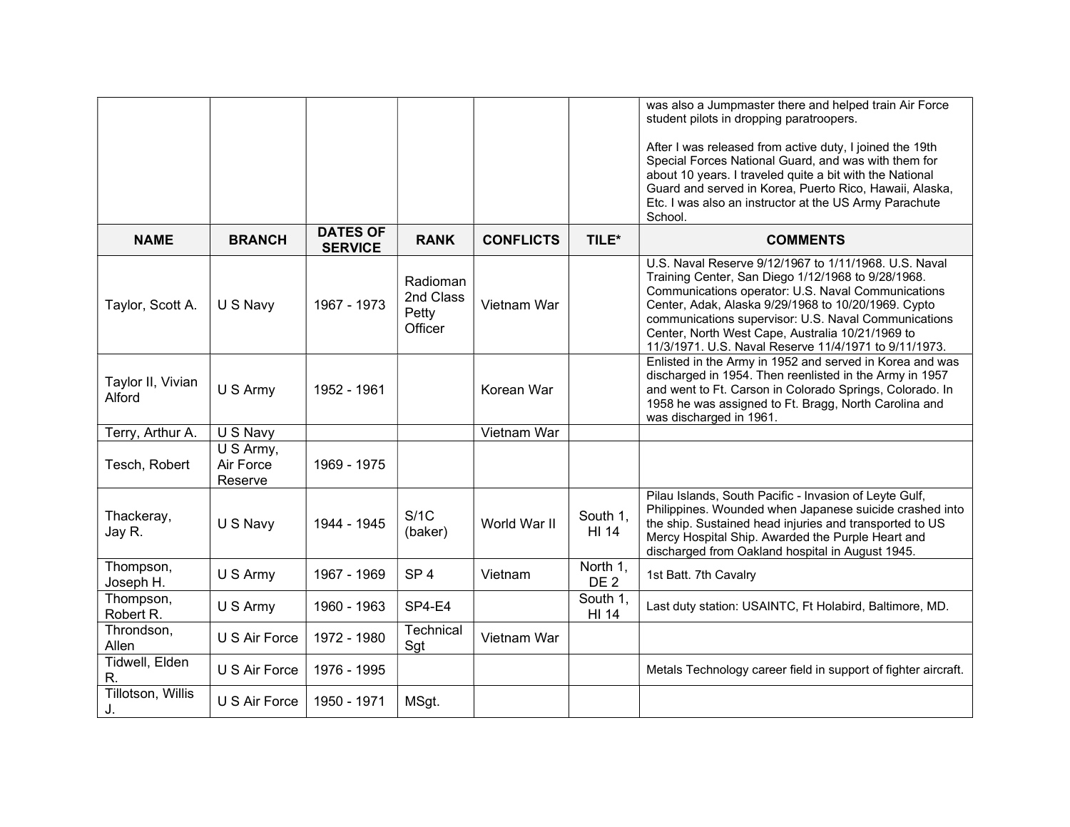| | | | | | | was also a Jumpmaster there and helped train Air Force student pilots in dropping paratroopers.<br><br>After I was released from active duty, I joined the 19th Special Forces National Guard, and was with them for about 10 years. I traveled quite a bit with the National Guard and served in Korea, Puerto Rico, Hawaii, Alaska, Etc. I was also an instructor at the US Army Parachute School. |
|---|---|---|---|---|---|---|
| **NAME** | **BRANCH** | **DATES OF SERVICE** | **RANK** | **CONFLICTS** | **TILE*** | **COMMENTS** |
| Taylor, Scott A. | U S Navy | 1967 - 1973 | Radioman 2nd Class Petty Officer | Vietnam War | | U.S. Naval Reserve 9/12/1967 to 1/11/1968. U.S. Naval Training Center, San Diego 1/12/1968 to 9/28/1968. Communications operator: U.S. Naval Communications Center, Adak, Alaska 9/29/1968 to 10/20/1969. Cypto communications supervisor: U.S. Naval Communications Center, North West Cape, Australia 10/21/1969 to 11/3/1971. U.S. Naval Reserve 11/4/1971 to 9/11/1973. |
| Taylor II, Vivian Alford | U S Army | 1952 - 1961 | | Korean War | | Enlisted in the Army in 1952 and served in Korea and was discharged in 1954. Then reenlisted in the Army in 1957 and went to Ft. Carson in Colorado Springs, Colorado. In 1958 he was assigned to Ft. Bragg, North Carolina and was discharged in 1961. |
| Terry, Arthur A. | U S Navy | | | Vietnam War | | |
| Tesch, Robert | U S Army, Air Force Reserve | 1969 - 1975 | | | | |
| Thackeray, Jay R. | U S Navy | 1944 - 1945 | S/1C (baker) | World War II | South 1, HI 14 | Pilau Islands, South Pacific - Invasion of Leyte Gulf, Philippines. Wounded when Japanese suicide crashed into the ship. Sustained head injuries and transported to US Mercy Hospital Ship. Awarded the Purple Heart and discharged from Oakland hospital in August 1945. |
| Thompson, Joseph H. | U S Army | 1967 - 1969 | SP 4 | Vietnam | North 1, DE 2 | 1st Batt. 7th Cavalry |
| Thompson, Robert R. | U S Army | 1960 - 1963 | SP4-E4 | | South 1, HI 14 | Last duty station: USAINTC, Ft Holabird, Baltimore, MD. |
| Throndson, Allen | U S Air Force | 1972 - 1980 | Technical Sgt | Vietnam War | | |
| Tidwell, Elden R. | U S Air Force | 1976 - 1995 | | | | Metals Technology career field in support of fighter aircraft. |
| Tillotson, Willis J. | U S Air Force | 1950 - 1971 | MSgt. | | | |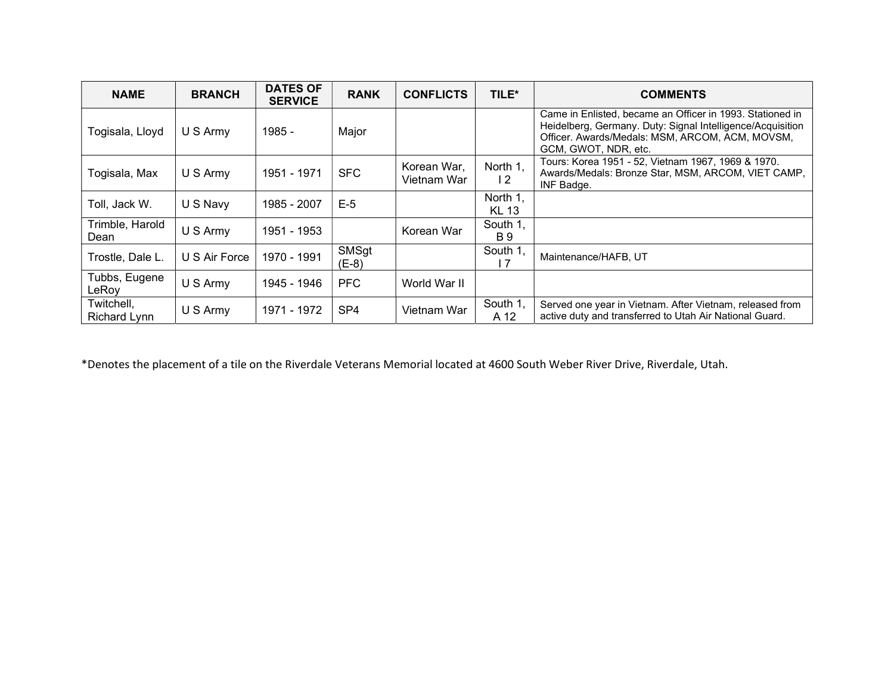| NAME | BRANCH | DATES OF SERVICE | RANK | CONFLICTS | TILE* | COMMENTS |
|---|---|---|---|---|---|---|
| Togisala, Lloyd | U S Army | 1985 - | Major | | | Came in Enlisted, became an Officer in 1993. Stationed in Heidelberg, Germany. Duty: Signal Intelligence/Acquisition Officer. Awards/Medals: MSM, ARCOM, ACM, MOVSM, GCM, GWOT, NDR, etc. |
| Togisala, Max | U S Army | 1951 - 1971 | SFC | Korean War, Vietnam War | North 1, I 2 | Tours: Korea 1951 - 52, Vietnam 1967, 1969 & 1970. Awards/Medals: Bronze Star, MSM, ARCOM, VIET CAMP, INF Badge. |
| Toll, Jack W. | U S Navy | 1985 - 2007 | E-5 | | North 1, KL 13 | |
| Trimble, Harold Dean | U S Army | 1951 - 1953 | | Korean War | South 1, B 9 | |
| Trostle, Dale L. | U S Air Force | 1970 - 1991 | SMSgt (E-8) | | South 1, I 7 | Maintenance/HAFB, UT |
| Tubbs, Eugene LeRoy | U S Army | 1945 - 1946 | PFC | World War II | | |
| Twitchell, Richard Lynn | U S Army | 1971 - 1972 | SP4 | Vietnam War | South 1, A 12 | Served one year in Vietnam. After Vietnam, released from active duty and transferred to Utah Air National Guard. |

*Denotes the placement of a tile on the Riverdale Veterans Memorial located at 4600 South Weber River Drive, Riverdale, Utah.